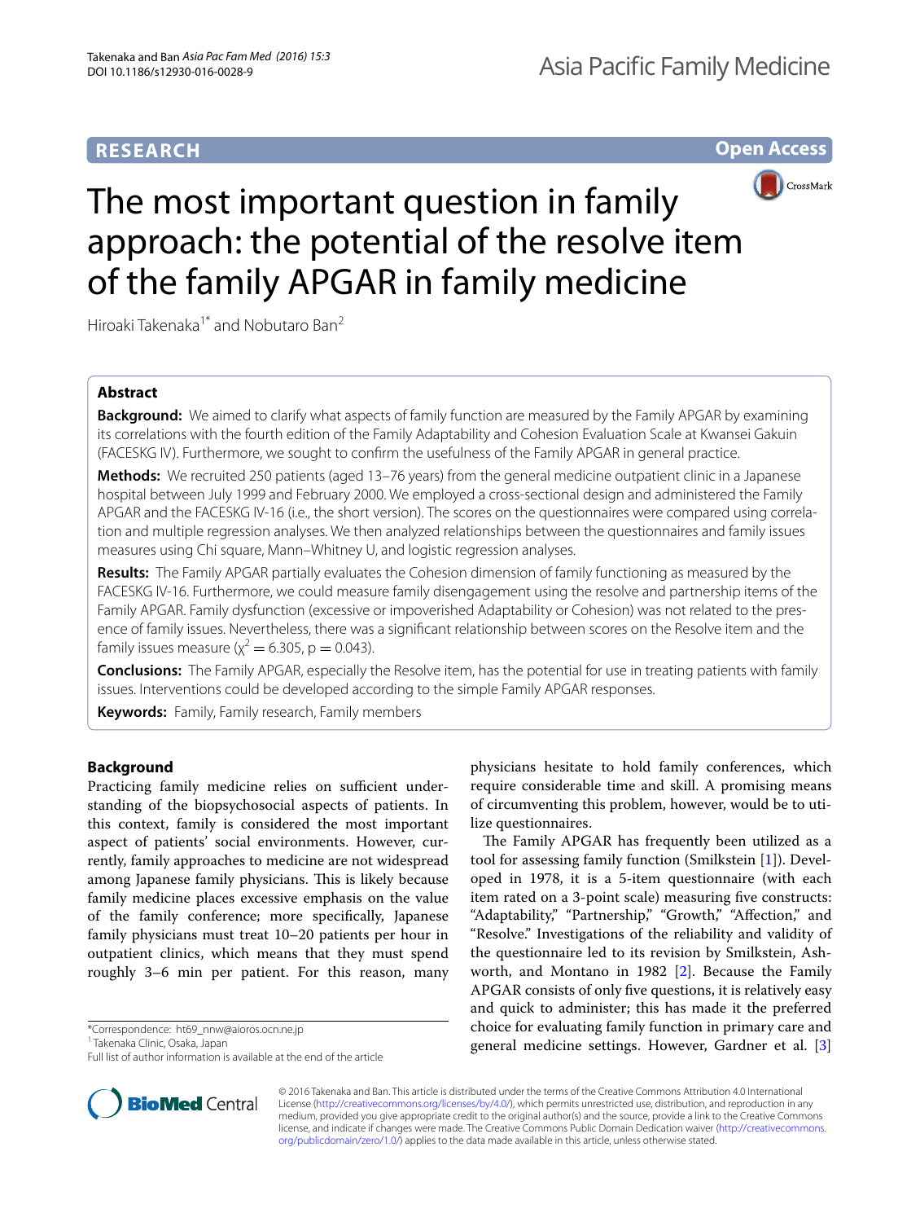RESEARCH

Open Access

# The most important question in family approach: the potential of the resolve item of the family APGAR in family medicine

Hiroaki Takenaka[1*] and Nobutaro Ban[2]

## Abstract

**Background:** We aimed to clarify what aspects of family function are measured by the Family APGAR by examining its correlations with the fourth edition of the Family Adaptability and Cohesion Evaluation Scale at Kwansei Gakuin (FACESKG IV). Furthermore, we sought to confirm the usefulness of the Family APGAR in general practice.

**Methods:** We recruited 250 patients (aged 13–76 years) from the general medicine outpatient clinic in a Japanese hospital between July 1999 and February 2000. We employed a cross-sectional design and administered the Family APGAR and the FACESKG IV-16 (i.e., the short version). The scores on the questionnaires were compared using correlation and multiple regression analyses. We then analyzed relationships between the questionnaires and family issues measures using Chi square, Mann–Whitney U, and logistic regression analyses.

**Results:** The Family APGAR partially evaluates the Cohesion dimension of family functioning as measured by the FACESKG IV-16. Furthermore, we could measure family disengagement using the resolve and partnership items of the Family APGAR. Family dysfunction (excessive or impoverished Adaptability or Cohesion) was not related to the presence of family issues. Nevertheless, there was a significant relationship between scores on the Resolve item and the family issues measure ($\chi^2 = 6.305$, $p = 0.043$).

**Conclusions:** The Family APGAR, especially the Resolve item, has the potential for use in treating patients with family issues. Interventions could be developed according to the simple Family APGAR responses.

**Keywords:** Family, Family research, Family members

## Background

Practicing family medicine relies on sufficient understanding of the biopsychosocial aspects of patients. In this context, family is considered the most important aspect of patients' social environments. However, currently, family approaches to medicine are not widespread among Japanese family physicians. This is likely because family medicine places excessive emphasis on the value of the family conference; more specifically, Japanese family physicians must treat 10–20 patients per hour in outpatient clinics, which means that they must spend roughly 3–6 min per patient. For this reason, many physicians hesitate to hold family conferences, which require considerable time and skill. A promising means of circumventing this problem, however, would be to utilize questionnaires.

The Family APGAR has frequently been utilized as a tool for assessing family function (Smilkstein [1]). Developed in 1978, it is a 5-item questionnaire (with each item rated on a 3-point scale) measuring five constructs: "Adaptability," "Partnership," "Growth," "Affection," and "Resolve." Investigations of the reliability and validity of the questionnaire led to its revision by Smilkstein, Ashworth, and Montano in 1982 [2]. Because the Family APGAR consists of only five questions, it is relatively easy and quick to administer; this has made it the preferred choice for evaluating family function in primary care and general medicine settings. However, Gardner et al. [3]

*Correspondence: ht69_nnw@aioros.ocn.ne.jp
[1] Takenaka Clinic, Osaka, Japan
Full list of author information is available at the end of the article

© 2016 Takenaka and Ban. This article is distributed under the terms of the Creative Commons Attribution 4.0 International License (http://creativecommons.org/licenses/by/4.0/), which permits unrestricted use, distribution, and reproduction in any medium, provided you give appropriate credit to the original author(s) and the source, provide a link to the Creative Commons license, and indicate if changes were made. The Creative Commons Public Domain Dedication waiver (http://creativecommons.org/publicdomain/zero/1.0/) applies to the data made available in this article, unless otherwise stated.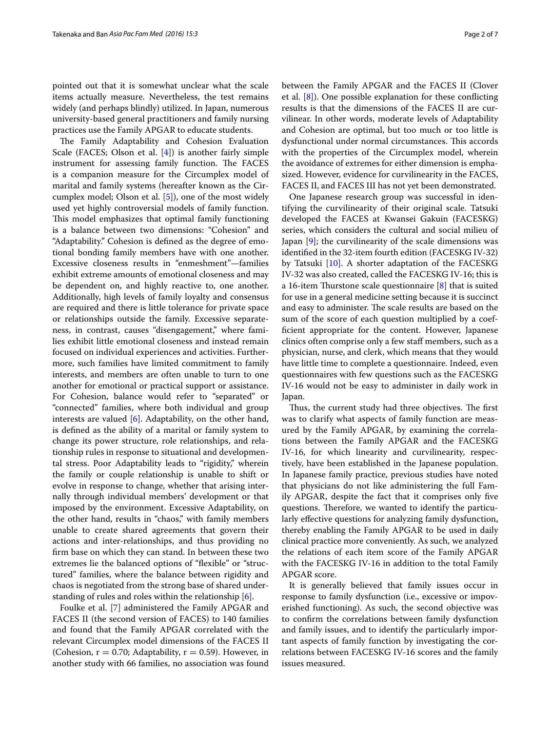pointed out that it is somewhat unclear what the scale items actually measure. Nevertheless, the test remains widely (and perhaps blindly) utilized. In Japan, numerous university-based general practitioners and family nursing practices use the Family APGAR to educate students.

The Family Adaptability and Cohesion Evaluation Scale (FACES; Olson et al. [4]) is another fairly simple instrument for assessing family function. The FACES is a companion measure for the Circumplex model of marital and family systems (hereafter known as the Circumplex model; Olson et al. [5]), one of the most widely used yet highly controversial models of family function. This model emphasizes that optimal family functioning is a balance between two dimensions: "Cohesion" and "Adaptability." Cohesion is defined as the degree of emotional bonding family members have with one another. Excessive closeness results in "enmeshment"—families exhibit extreme amounts of emotional closeness and may be dependent on, and highly reactive to, one another. Additionally, high levels of family loyalty and consensus are required and there is little tolerance for private space or relationships outside the family. Excessive separateness, in contrast, causes "disengagement," where families exhibit little emotional closeness and instead remain focused on individual experiences and activities. Furthermore, such families have limited commitment to family interests, and members are often unable to turn to one another for emotional or practical support or assistance. For Cohesion, balance would refer to "separated" or "connected" families, where both individual and group interests are valued [6]. Adaptability, on the other hand, is defined as the ability of a marital or family system to change its power structure, role relationships, and relationship rules in response to situational and developmental stress. Poor Adaptability leads to "rigidity," wherein the family or couple relationship is unable to shift or evolve in response to change, whether that arising internally through individual members' development or that imposed by the environment. Excessive Adaptability, on the other hand, results in "chaos," with family members unable to create shared agreements that govern their actions and inter-relationships, and thus providing no firm base on which they can stand. In between these two extremes lie the balanced options of "flexible" or "structured" families, where the balance between rigidity and chaos is negotiated from the strong base of shared understanding of rules and roles within the relationship [6].

Foulke et al. [7] administered the Family APGAR and FACES II (the second version of FACES) to 140 families and found that the Family APGAR correlated with the relevant Circumplex model dimensions of the FACES II (Cohesion, $r = 0.70$; Adaptability, $r = 0.59$). However, in another study with 66 families, no association was found between the Family APGAR and the FACES II (Clover et al. [8]). One possible explanation for these conflicting results is that the dimensions of the FACES II are curvilinear. In other words, moderate levels of Adaptability and Cohesion are optimal, but too much or too little is dysfunctional under normal circumstances. This accords with the properties of the Circumplex model, wherein the avoidance of extremes for either dimension is emphasized. However, evidence for curvilinearity in the FACES, FACES II, and FACES III has not yet been demonstrated.

One Japanese research group was successful in identifying the curvilinearity of their original scale. Tatsuki developed the FACES at Kwansei Gakuin (FACESKG) series, which considers the cultural and social milieu of Japan [9]; the curvilinearity of the scale dimensions was identified in the 32-item fourth edition (FACESKG IV-32) by Tatsuki [10]. A shorter adaptation of the FACESKG IV-32 was also created, called the FACESKG IV-16; this is a 16-item Thurstone scale questionnaire [8] that is suited for use in a general medicine setting because it is succinct and easy to administer. The scale results are based on the sum of the score of each question multiplied by a coefficient appropriate for the content. However, Japanese clinics often comprise only a few staff members, such as a physician, nurse, and clerk, which means that they would have little time to complete a questionnaire. Indeed, even questionnaires with few questions such as the FACESKG IV-16 would not be easy to administer in daily work in Japan.

Thus, the current study had three objectives. The first was to clarify what aspects of family function are measured by the Family APGAR, by examining the correlations between the Family APGAR and the FACESKG IV-16, for which linearity and curvilinearity, respectively, have been established in the Japanese population. In Japanese family practice, previous studies have noted that physicians do not like administering the full Family APGAR, despite the fact that it comprises only five questions. Therefore, we wanted to identify the particularly effective questions for analyzing family dysfunction, thereby enabling the Family APGAR to be used in daily clinical practice more conveniently. As such, we analyzed the relations of each item score of the Family APGAR with the FACESKG IV-16 in addition to the total Family APGAR score.

It is generally believed that family issues occur in response to family dysfunction (i.e., excessive or impoverished functioning). As such, the second objective was to confirm the correlations between family dysfunction and family issues, and to identify the particularly important aspects of family function by investigating the correlations between FACESKG IV-16 scores and the family issues measured.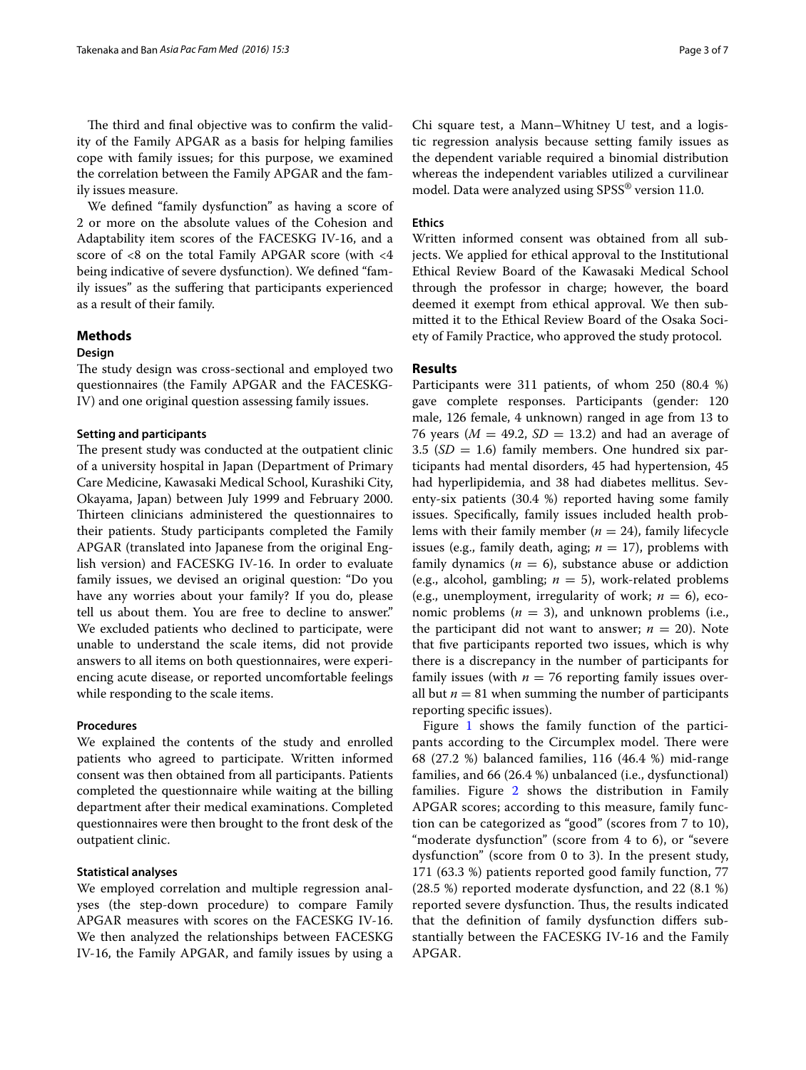The third and final objective was to confirm the validity of the Family APGAR as a basis for helping families cope with family issues; for this purpose, we examined the correlation between the Family APGAR and the family issues measure.

We defined "family dysfunction" as having a score of 2 or more on the absolute values of the Cohesion and Adaptability item scores of the FACESKG IV-16, and a score of <8 on the total Family APGAR score (with <4 being indicative of severe dysfunction). We defined "family issues" as the suffering that participants experienced as a result of their family.

## Methods

### Design

The study design was cross-sectional and employed two questionnaires (the Family APGAR and the FACESKG-IV) and one original question assessing family issues.

#### Setting and participants

The present study was conducted at the outpatient clinic of a university hospital in Japan (Department of Primary Care Medicine, Kawasaki Medical School, Kurashiki City, Okayama, Japan) between July 1999 and February 2000. Thirteen clinicians administered the questionnaires to their patients. Study participants completed the Family APGAR (translated into Japanese from the original English version) and FACESKG IV-16. In order to evaluate family issues, we devised an original question: "Do you have any worries about your family? If you do, please tell us about them. You are free to decline to answer." We excluded patients who declined to participate, were unable to understand the scale items, did not provide answers to all items on both questionnaires, were experiencing acute disease, or reported uncomfortable feelings while responding to the scale items.

#### Procedures

We explained the contents of the study and enrolled patients who agreed to participate. Written informed consent was then obtained from all participants. Patients completed the questionnaire while waiting at the billing department after their medical examinations. Completed questionnaires were then brought to the front desk of the outpatient clinic.

#### Statistical analyses

We employed correlation and multiple regression analyses (the step-down procedure) to compare Family APGAR measures with scores on the FACESKG IV-16. We then analyzed the relationships between FACESKG IV-16, the Family APGAR, and family issues by using a Chi square test, a Mann–Whitney U test, and a logistic regression analysis because setting family issues as the dependent variable required a binomial distribution whereas the independent variables utilized a curvilinear model. Data were analyzed using SPSS® version 11.0.

### Ethics

Written informed consent was obtained from all subjects. We applied for ethical approval to the Institutional Ethical Review Board of the Kawasaki Medical School through the professor in charge; however, the board deemed it exempt from ethical approval. We then submitted it to the Ethical Review Board of the Osaka Society of Family Practice, who approved the study protocol.

## Results

Participants were 311 patients, of whom 250 (80.4 %) gave complete responses. Participants (gender: 120 male, 126 female, 4 unknown) ranged in age from 13 to 76 years ($M = 49.2$, $SD = 13.2$) and had an average of 3.5 ($SD = 1.6$) family members. One hundred six participants had mental disorders, 45 had hypertension, 45 had hyperlipidemia, and 38 had diabetes mellitus. Seventy-six patients (30.4 %) reported having some family issues. Specifically, family issues included health problems with their family member ($n = 24$), family lifecycle issues (e.g., family death, aging; $n = 17$), problems with family dynamics ($n = 6$), substance abuse or addiction (e.g., alcohol, gambling; $n = 5$), work-related problems (e.g., unemployment, irregularity of work; $n = 6$), economic problems ($n = 3$), and unknown problems (i.e., the participant did not want to answer; $n = 20$). Note that five participants reported two issues, which is why there is a discrepancy in the number of participants for family issues (with $n = 76$ reporting family issues overall but $n = 81$ when summing the number of participants reporting specific issues).

Figure 1 shows the family function of the participants according to the Circumplex model. There were 68 (27.2 %) balanced families, 116 (46.4 %) mid-range families, and 66 (26.4 %) unbalanced (i.e., dysfunctional) families. Figure 2 shows the distribution in Family APGAR scores; according to this measure, family function can be categorized as "good" (scores from 7 to 10), "moderate dysfunction" (score from 4 to 6), or "severe dysfunction" (score from 0 to 3). In the present study, 171 (63.3 %) patients reported good family function, 77 (28.5 %) reported moderate dysfunction, and 22 (8.1 %) reported severe dysfunction. Thus, the results indicated that the definition of family dysfunction differs substantially between the FACESKG IV-16 and the Family APGAR.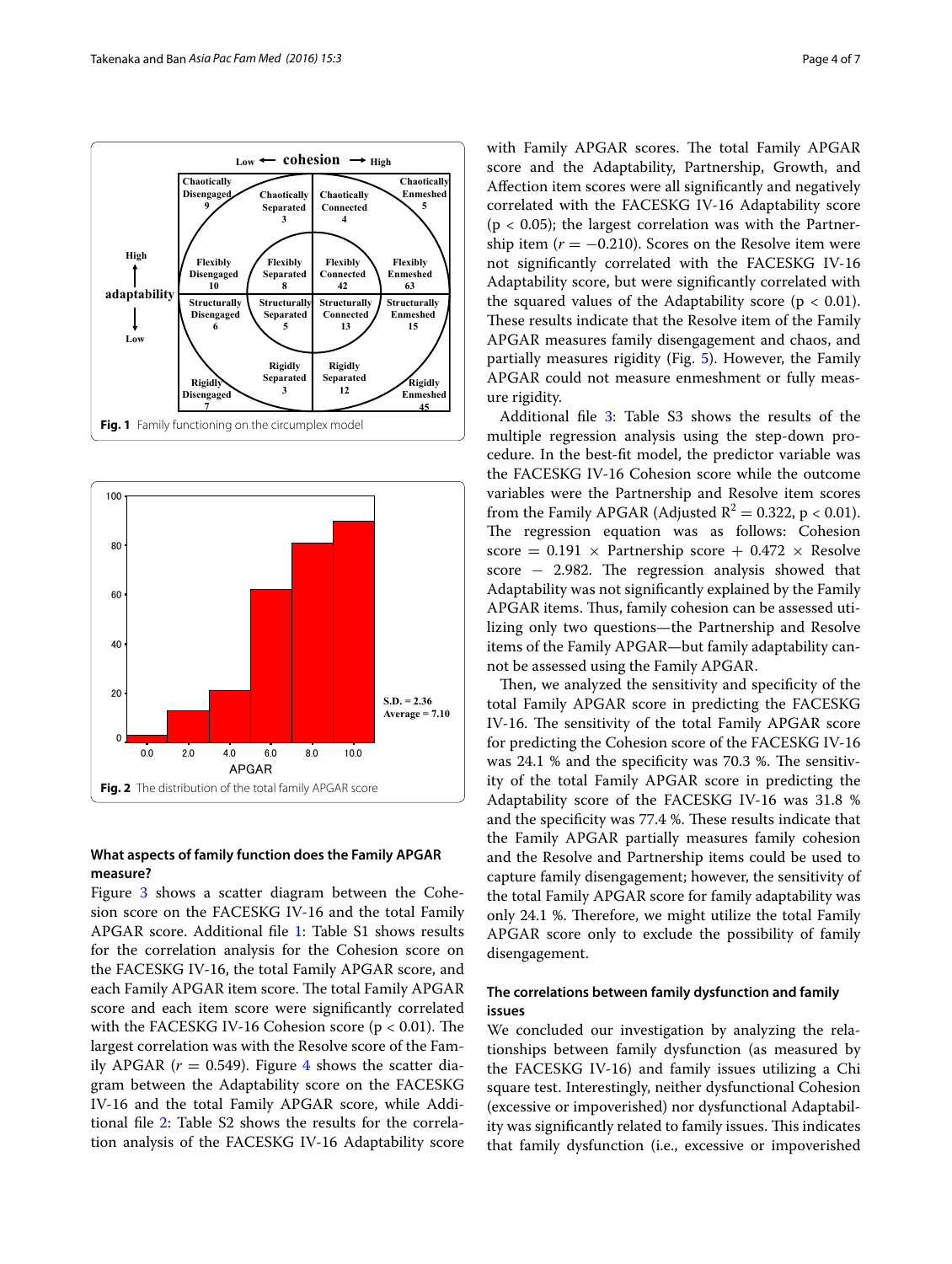Fig. 1 Family functioning on the circumplex model

Fig. 2 The distribution of the total family APGAR score

### What aspects of family function does the Family APGAR measure?

Figure 3 shows a scatter diagram between the Cohesion score on the FACESKG IV-16 and the total Family APGAR score. Additional file 1: Table S1 shows results for the correlation analysis for the Cohesion score on the FACESKG IV-16, the total Family APGAR score, and each Family APGAR item score. The total Family APGAR score and each item score were significantly correlated with the FACESKG IV-16 Cohesion score ($p < 0.01$). The largest correlation was with the Resolve score of the Family APGAR ($r = 0.549$). Figure 4 shows the scatter diagram between the Adaptability score on the FACESKG IV-16 and the total Family APGAR score, while Additional file 2: Table S2 shows the results for the correlation analysis of the FACESKG IV-16 Adaptability score with Family APGAR scores. The total Family APGAR score and the Adaptability, Partnership, Growth, and Affection item scores were all significantly and negatively correlated with the FACESKG IV-16 Adaptability score ($p < 0.05$); the largest correlation was with the Partnership item ($r = -0.210$). Scores on the Resolve item were not significantly correlated with the FACESKG IV-16 Adaptability score, but were significantly correlated with the squared values of the Adaptability score ($p < 0.01$). These results indicate that the Resolve item of the Family APGAR measures family disengagement and chaos, and partially measures rigidity (Fig. 5). However, the Family APGAR could not measure enmeshment or fully measure rigidity.

Additional file 3: Table S3 shows the results of the multiple regression analysis using the step-down procedure. In the best-fit model, the predictor variable was the FACESKG IV-16 Cohesion while the outcome variables were the Partnership and Resolve item scores from the Family APGAR (Adjusted $R^2 = 0.322$, $p < 0.01$). The regression equation was as follows: Cohesion score $= 0.191 \times$ Partnership score $+ 0.472 \times$ Resolve score $- 2.982$. The regression analysis showed that Adaptability was not significantly explained by the Family APGAR items. Thus, family cohesion can be assessed utilizing only two questions—the Partnership and Resolve items of the Family APGAR—but family adaptability cannot be assessed using the Family APGAR.

Then, we analyzed the sensitivity and specificity of the total Family APGAR score in predicting the FACESKG IV-16. The sensitivity of the total Family APGAR score for predicting the Cohesion score of the FACESKG IV-16 was 24.1 % and the specificity was 70.3 %. The sensitivity of the total Family APGAR score in predicting the Adaptability score of the FACESKG IV-16 was 31.8 % and the specificity was 77.4 %. These results indicate that the Family APGAR partially measures family cohesion and the Resolve and Partnership items could be used to capture family disengagement; however, the sensitivity of the total Family APGAR score for family adaptability was only 24.1 %. Therefore, we might utilize the total Family APGAR score only to exclude the possibility of family disengagement.

### The correlations between family dysfunction and family issues

We concluded our investigation by analyzing the relationships between family dysfunction (as measured by the FACESKG IV-16) and family issues utilizing a Chi square test. Interestingly, neither dysfunctional Cohesion (excessive or impoverished) nor dysfunctional Adaptability was significantly related to family issues. This indicates that family dysfunction (i.e., excessive or impoverished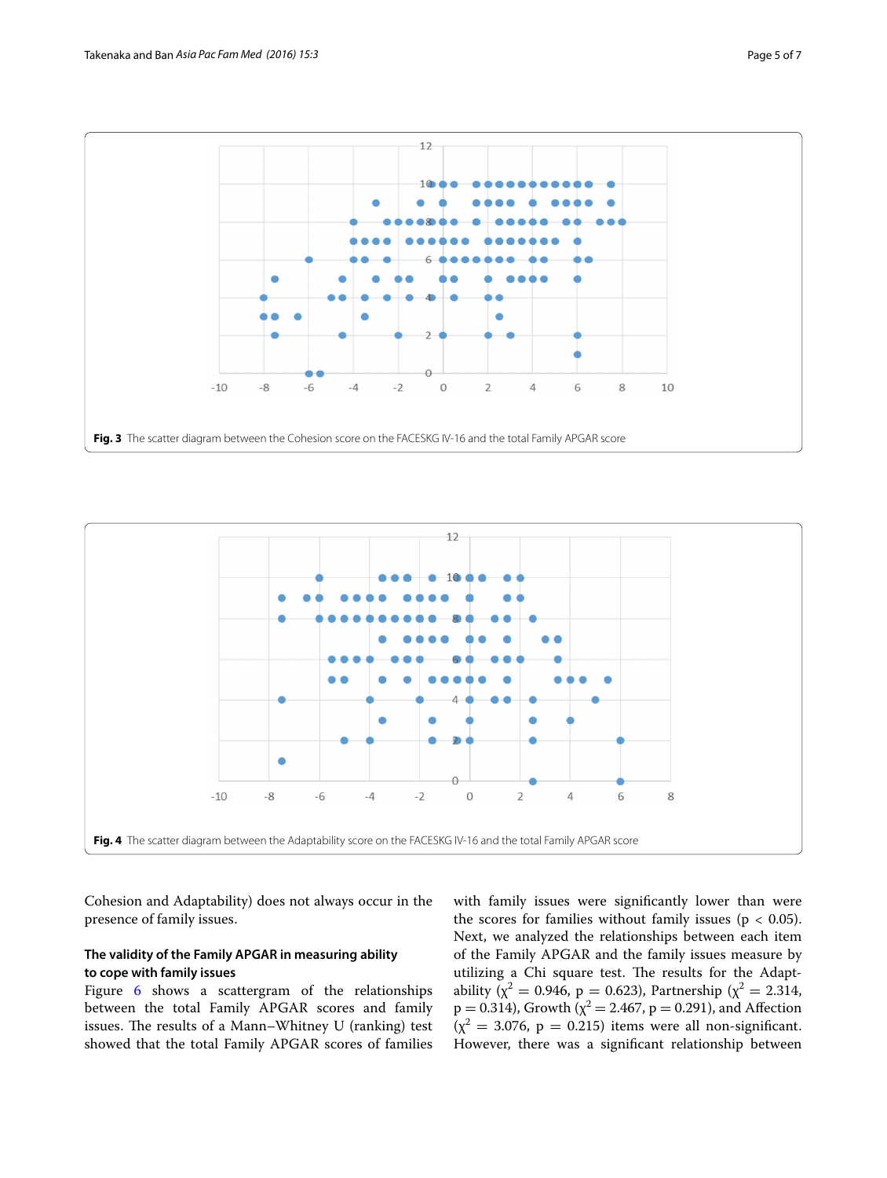Fig. 3 The scatter diagram between the Cohesion score on the FACESKG IV-16 and the total Family APGAR score

Fig. 4 The scatter diagram between the Adaptability score on the FACESKG IV-16 and the total Family APGAR score

Cohesion and Adaptability) does not always occur in the presence of family issues.

### The validity of the Family APGAR in measuring ability to cope with family issues

Figure 6 shows a scattergram of the relationships between the total Family APGAR scores and family issues. The results of a Mann–Whitney U (ranking) test showed that the total Family APGAR scores of families with family issues were significantly lower than were the scores for families without family issues ($p < 0.05$). Next, we analyzed the relationships between each item of the Family APGAR and the family issues measure by utilizing a Chi square test. The results for the Adaptability ($\chi^2 = 0.946$, $p = 0.623$), Partnership ($\chi^2 = 2.314$, $p = 0.314$), Growth ($\chi^2 = 2.467$, $p = 0.291$), and Affection ($\chi^2 = 3.076$, $p = 0.215$) items were all non-significant. However, there was a significant relationship between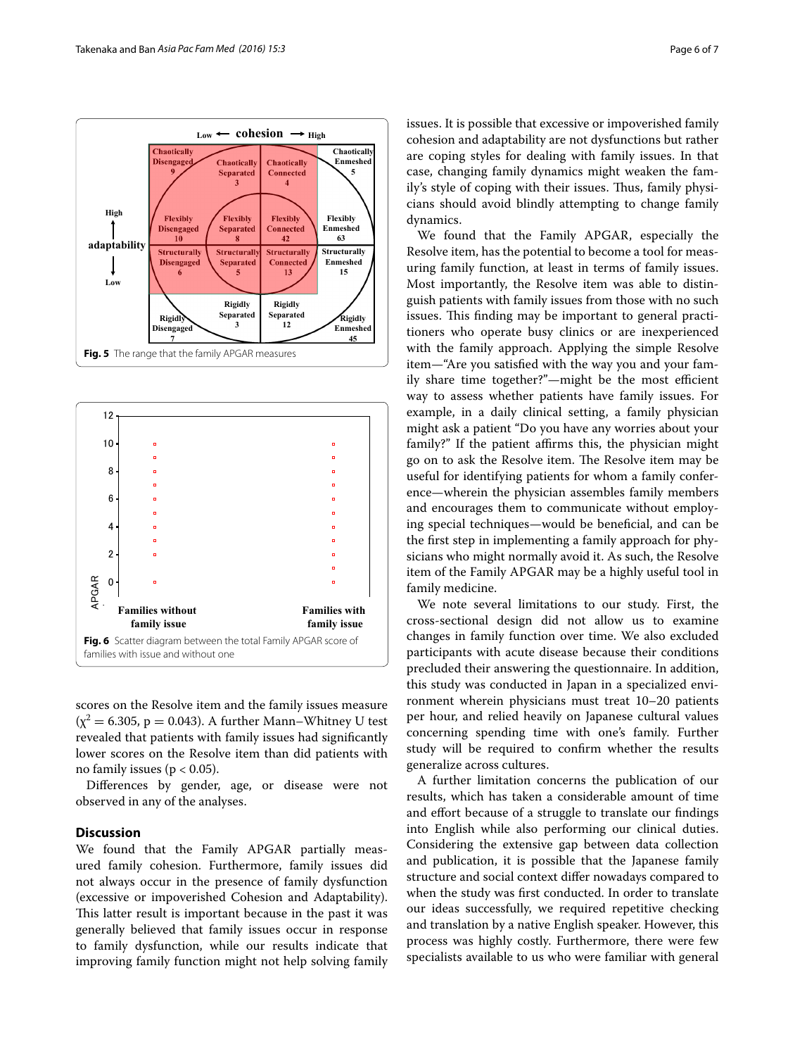Low ← cohesion → High

High ↑ adaptability ↓ Low

Chaotically Disengaged 9

Chaotically Separated 3

Chaotically Connected 4

Chaotically Enmeshed 5

Flexibly Disengaged 10

Flexibly Separated 8

Flexibly Connected 42

Flexibly Enmeshed 63

Structurally Disengaged 6

Structurally Separated 5

Structurally Connected 13

Structurally Enmeshed 15

Rigidly Disengaged 7

Rigidly Separated 3

Rigidly Separated 12

Rigidly Enmeshed 45

**Fig. 5** The range that the family APGAR measures

APGAR

0 2 4 6 8 10 12

Families without family issue

Families with family issue

**Fig. 6** Scatter diagram between the total Family APGAR score of families with issue and without one

scores on the Resolve item and the family issues measure ($\chi^2 = 6.305$, $p = 0.043$). A further Mann–Whitney U test revealed that patients with family issues had significantly lower scores on the Resolve item than did patients with no family issues ($p < 0.05$).

Differences by gender, age, or disease were not observed in any of the analyses.

## Discussion

We found that the Family APGAR partially measured family cohesion. Furthermore, family issues did not always occur in the presence of family dysfunction (excessive or impoverished Cohesion and Adaptability). This latter result is important because in the past it was generally believed that family issues occur in response to family dysfunction, while our results indicate that improving family function might not help solving family issues. It is possible that excessive or impoverished family cohesion and adaptability are not dysfunctions but rather are coping styles for dealing with family issues. In that case, changing family dynamics might weaken the family's style of coping with their issues. Thus, family physicians should avoid blindly attempting to change family dynamics.

We found that the Family APGAR, especially the Resolve item, has the potential to become a tool for measuring family function, at least in terms of family issues. Most importantly, the Resolve item was able to distinguish patients with family issues from those with no such issues. This finding may be important to general practitioners who operate busy clinics or are inexperienced with the family approach. Applying the simple Resolve item—"Are you satisfied with the way you and your family share time together?"—might be the most efficient way to assess whether patients have family issues. For example, in a daily clinical setting, a family physician might ask a patient "Do you have any worries about your family?" If the patient affirms this, the physician might go on to ask the Resolve item. The Resolve item may be useful for identifying patients for whom a family conference—wherein the physician assembles family members and encourages them to communicate without employing special techniques—would be beneficial, and can be the first step in implementing a family approach for physicians who might normally avoid it. As such, the Resolve item of the Family APGAR may be a highly useful tool in family medicine.

We note several limitations to our study. First, the cross-sectional design did not allow us to examine changes in family function over time. We also excluded participants with acute disease because their conditions precluded their answering the questionnaire. In addition, this study was conducted in Japan in a specialized environment wherein physicians must treat 10–20 patients per hour, and relied heavily on Japanese cultural values concerning spending time with one's family. Further study will be required to confirm whether the results generalize across cultures.

A further limitation concerns the publication of our results, which has taken a considerable amount of time and effort because of a struggle to translate our findings into English while also performing our clinical duties. Considering the extensive gap between data collection and publication, it is possible that the Japanese family structure and social context differ nowadays compared to when the study was first conducted. In order to translate our ideas successfully, we required repetitive checking and translation by a native English speaker. However, this process was highly costly. Furthermore, there were few specialists available to us who were familiar with general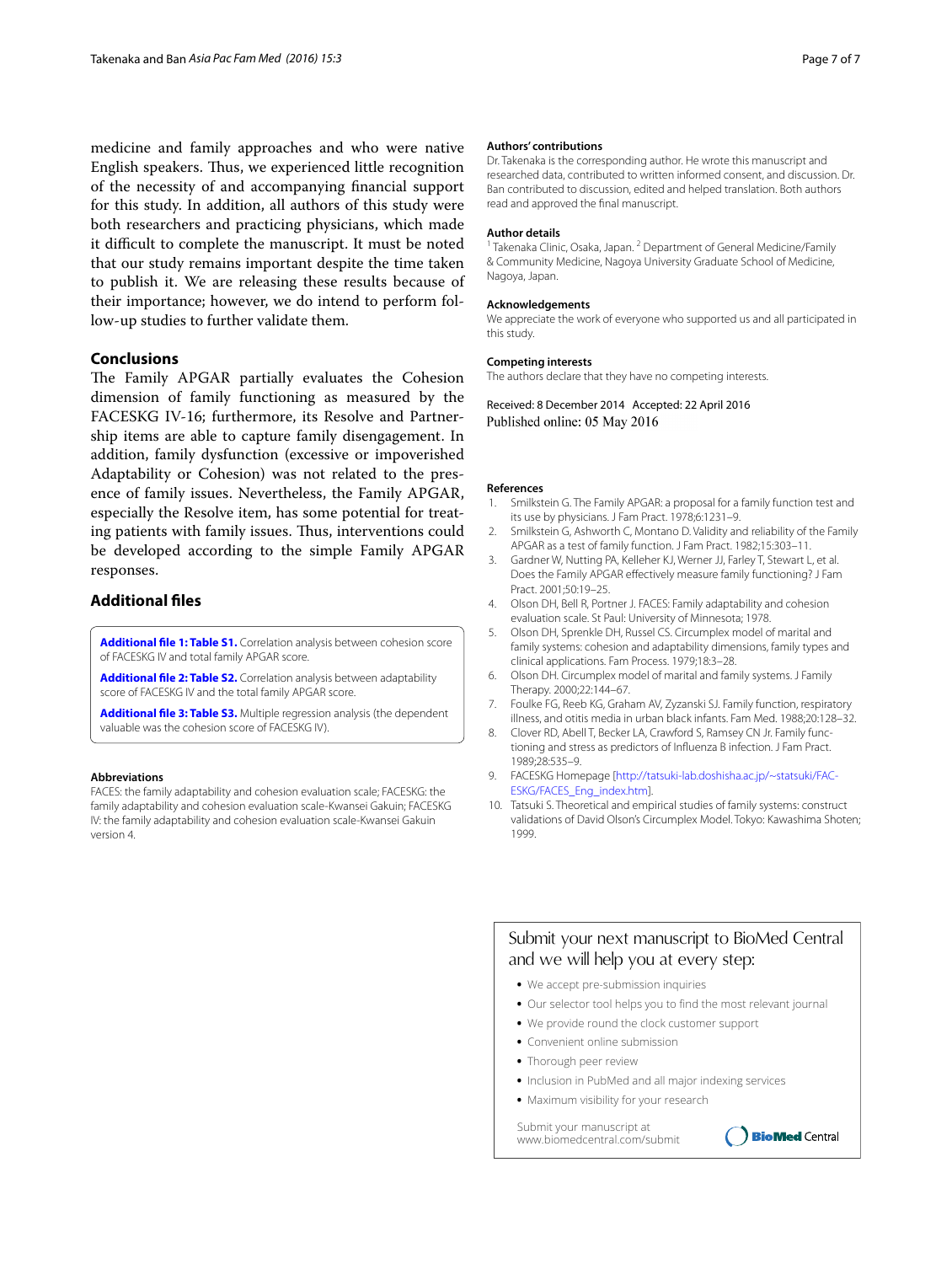medicine and family approaches and who were native English speakers. Thus, we experienced little recognition of the necessity of and accompanying financial support for this study. In addition, all authors of this study were both researchers and practicing physicians, which made it difficult to complete the manuscript. It must be noted that our study remains important despite the time taken to publish it. We are releasing these results because of their importance; however, we do intend to perform follow-up studies to further validate them.

## Conclusions

The Family APGAR partially evaluates the Cohesion dimension of family functioning as measured by the FACESKG IV-16; furthermore, its Resolve and Partnership items are able to capture family disengagement. In addition, family dysfunction (excessive or impoverished Adaptability or Cohesion) was not related to the presence of family issues. Nevertheless, the Family APGAR, especially the Resolve item, has some potential for treating patients with family issues. Thus, interventions could be developed according to the simple Family APGAR responses.

## Additional files

**Additional file 1: Table S1.** Correlation analysis between cohesion score of FACESKG IV and total family APGAR score.

**Additional file 2: Table S2.** Correlation analysis between adaptability score of FACESKG IV and the total family APGAR score.

**Additional file 3: Table S3.** Multiple regression analysis (the dependent valuable was the cohesion score of FACESKG IV).

#### Abbreviations

FACES: the family adaptability and cohesion evaluation scale; FACESKG: the family adaptability and cohesion evaluation scale-Kwansei Gakuin; FACESKG IV: the family adaptability and cohesion evaluation scale-Kwansei Gakuin version 4.

#### Authors' contributions

Dr. Takenaka is the corresponding author. He wrote this manuscript and researched data, contributed to written informed consent, and discussion. Dr. Ban contributed to discussion, edited and helped translation. Both authors read and approved the final manuscript.

#### Author details

[1] Takenaka Clinic, Osaka, Japan. [2] Department of General Medicine/Family & Community Medicine, Nagoya University Graduate School of Medicine, Nagoya, Japan.

#### Acknowledgements

We appreciate the work of everyone who supported us and all participated in this study.

#### Competing interests

The authors declare that they have no competing interests.

Received: 8 December 2014 Accepted: 22 April 2016
Published online: 05 May 2016

#### References

1. Smilkstein G. The Family APGAR: a proposal for a family function test and its use by physicians. J Fam Pract. 1978;6:1231–9.
2. Smilkstein G, Ashworth C, Montano D. Validity and reliability of the Family APGAR as a test of family function. J Fam Pract. 1982;15:303–11.
3. Gardner W, Nutting PA, Kelleher KJ, Werner JJ, Farley T, Stewart L, et al. Does the Family APGAR effectively measure family functioning? J Fam Pract. 2001;50:19–25.
4. Olson DH, Bell R, Portner J. FACES: Family adaptability and cohesion evaluation scale. St Paul: University of Minnesota; 1978.
5. Olson DH, Sprenkle DH, Russel CS. Circumplex model of marital and family systems: cohesion and adaptability dimensions, family types and clinical applications. Fam Process. 1979;18:3–28.
6. Olson DH. Circumplex model of marital and family systems. J Family Therapy. 2000;22:144–67.
7. Foulke FG, Reeb KG, Graham AV, Zyzanski SJ. Family function, respiratory illness, and otitis media in urban black infants. Fam Med. 1988;20:128–32.
8. Clover RD, Abell T, Becker LA, Crawford S, Ramsey CN Jr. Family functioning and stress as predictors of Influenza B infection. J Fam Pract. 1989;28:535–9.
9. FACESKG Homepage [http://tatsuki-lab.doshisha.ac.jp/~statsuki/FACESKG/FACES_Eng_index.htm].
10. Tatsuki S. Theoretical and empirical studies of family systems: construct validations of David Olson's Circumplex Model. Tokyo: Kawashima Shoten; 1999.

Submit your next manuscript to BioMed Central and we will help you at every step:

- We accept pre-submission inquiries
- Our selector tool helps you to find the most relevant journal
- We provide round the clock customer support
- Convenient online submission
- Thorough peer review
- Inclusion in PubMed and all major indexing services
- Maximum visibility for your research

Submit your manuscript at www.biomedcentral.com/submit

BioMed Central